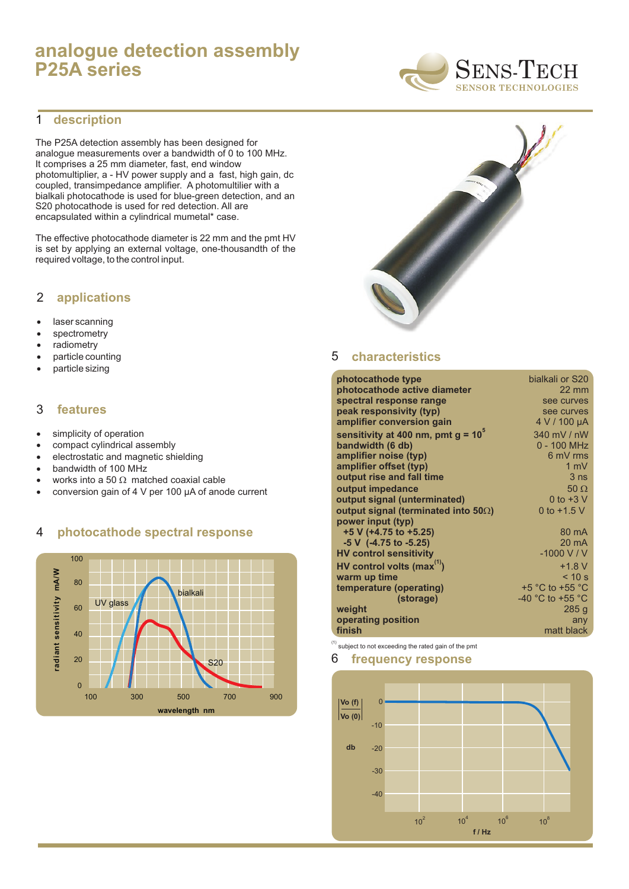# analogue detection assembly P25A series

SENS-TECH
SENSOR TECHNOLOGIES

## 1 description

The P25A detection assembly has been designed for analogue measurements over a bandwidth of 0 to 100 MHz. It comprises a 25 mm diameter, fast, end window photomultiplier, a - HV power supply and a fast, high gain, dc coupled, transimpedance amplifier. A photomultiplier with a bialkali photocathode is used for blue-green detection, and an S20 photocathode is used for red detection. All are encapsulated within a cylindrical mumetal* case.

The effective photocathode diameter is 22 mm and the pmt HV is set by applying an external voltage, one-thousandth of the required voltage, to the control input.

## 2 applications

- laser scanning
- spectrometry
- radiometry
- particle counting
- particle sizing

## 3 features

- simplicity of operation
- compact cylindrical assembly
- electrostatic and magnetic shielding
- bandwidth of 100 MHz
- works into a 50 Ω matched coaxial cable
- conversion gain of 4 V per 100 µA of anode current

## 4 photocathode spectral response

## 5 characteristics

| | |
|---|---|
| **photocathode type** | bialkali or S20 |
| **photocathode active diameter** | 22 mm |
| **spectral response range** | see curves |
| **peak responsivity (typ)** | see curves |
| **amplifier conversion gain** | 4 V / 100 µA |
| **sensitivity at 400 nm, pmt g = $10^5$** | 340 mV / nW |
| **bandwidth (6 db)** | 0 - 100 MHz |
| **amplifier noise (typ)** | 6 mV rms |
| **amplifier offset (typ)** | 1 mV |
| **output rise and fall time** | 3 ns |
| **output impedance** | 50 Ω |
| **output signal (unterminated)** | 0 to +3 V |
| **output signal (terminated into 50Ω)** | 0 to +1.5 V |
| **power input (typ)** | |
| **+5 V (+4.75 to +5.25)** | 80 mA |
| **-5 V (-4.75 to -5.25)** | 20 mA |
| **HV control sensitivity** | -1000 V / V |
| **HV control volts (max[1])** | +1.8 V |
| **warm up time** | < 10 s |
| **temperature (operating)** | +5 °C to +55 °C |
| **(storage)** | -40 °C to +55 °C |
| **weight** | 285 g |
| **operating position** | any |
| **finish** | matt black |

[1] subject to not exceeding the rated gain of the pmt

## 6 frequency response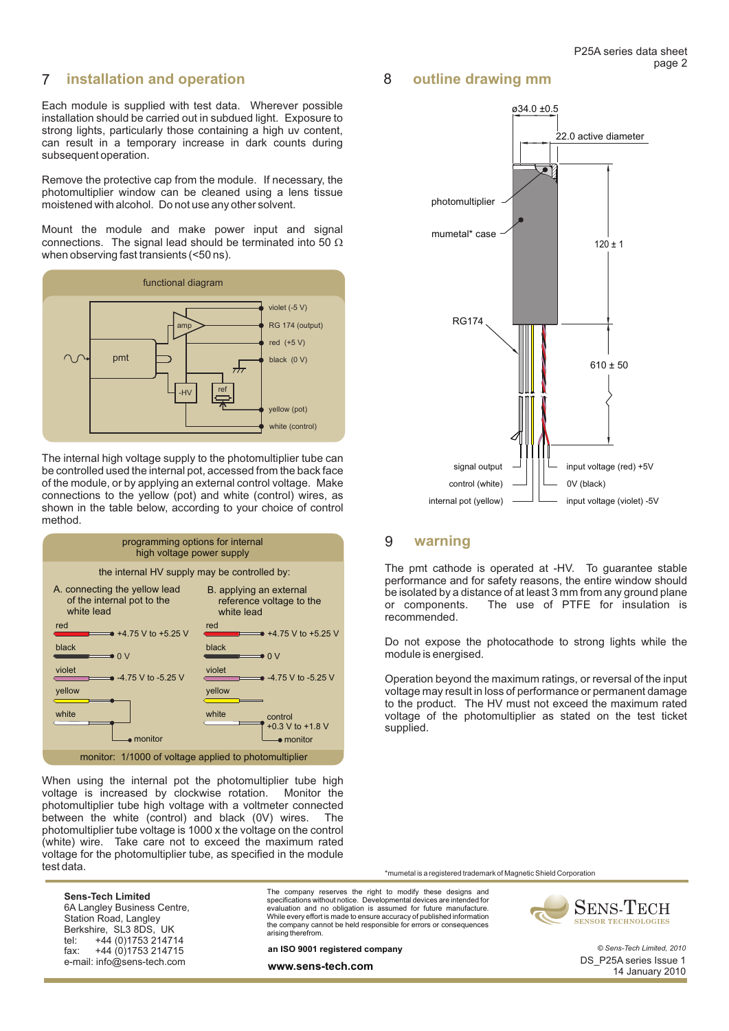## 7 installation and operation

Each module is supplied with test data. Wherever possible installation should be carried out in subdued light. Exposure to strong lights, particularly those containing a high uv content, can result in a temporary increase in dark counts during subsequent operation.

Remove the protective cap from the module. If necessary, the photomultiplier window can be cleaned using a lens tissue moistened with alcohol. Do not use any other solvent.

Mount the module and make power input and signal connections. The signal lead should be terminated into 50 Ω when observing fast transients (<50 ns).

functional diagram

pmt
amp
-HV
ref
violet (-5 V)
RG 174 (output)
red (+5 V)
black (0 V)
yellow (pot)
white (control)

The internal high voltage supply to the photomultiplier tube can be controlled used the internal pot, accessed from the back face of the module, or by applying an external control voltage. Make connections to the yellow (pot) and white (control) wires, as shown in the table below, according to your choice of control method.

programming options for internal high voltage power supply

the internal HV supply may be controlled by:

| A. connecting the yellow lead of the internal pot to the white lead | B. applying an external reference voltage to the white lead |
|---|---|
| red: +4.75 V to +5.25 V | red: +4.75 V to +5.25 V |
| black: 0 V | black: 0 V |
| violet: -4.75 V to -5.25 V | violet: -4.75 V to -5.25 V |
| yellow | yellow |
| white: monitor | white: control +0.3 V to +1.8 V; monitor |

monitor: 1/1000 of voltage applied to photomultiplier

When using the internal pot the photomultiplier tube high voltage is increased by clockwise rotation. Monitor the photomultiplier tube high voltage with a voltmeter connected between the white (control) and black (0V) wires. The photomultiplier tube voltage is 1000 x the voltage on the control (white) wire. Take care not to exceed the maximum rated voltage for the photomultiplier tube, as specified in the module test data.

## 8 outline drawing mm

ø34.0 ±0.5
22.0 active diameter
photomultiplier
mumetal* case
120 ± 1
RG174
610 ± 50
signal output
control (white)
internal pot (yellow)
input voltage (red) +5V
0V (black)
input voltage (violet) -5V

## 9 warning

The pmt cathode is operated at -HV. To guarantee stable performance and for safety reasons, the entire window should be isolated by a distance of at least 3 mm from any ground plane or components. The use of PTFE for insulation is recommended.

Do not expose the photocathode to strong lights while the module is energised.

Operation beyond the maximum ratings, or reversal of the input voltage may result in loss of performance or permanent damage to the product. The HV must not exceed the maximum rated voltage of the photomultiplier as stated on the test ticket supplied.

*mumetal is a registered trademark of Magnetic Shield Corporation

**Sens-Tech Limited**
6A Langley Business Centre,
Station Road, Langley
Berkshire, SL3 8DS, UK
tel: +44 (0)1753 214714
fax: +44 (0)1753 214715
e-mail: info@sens-tech.com

The company reserves the right to modify these designs and specifications without notice. Developmental devices are intended for evaluation and no obligation is assumed for future manufacture. While every effort is made to ensure accuracy of published information the company cannot be held responsible for errors or consequences arising therefrom.

**an ISO 9001 registered company**

**www.sens-tech.com**

SENS-TECH SENSOR TECHNOLOGIES

© Sens-Tech Limited, 2010
DS_P25A series Issue 1
14 January 2010